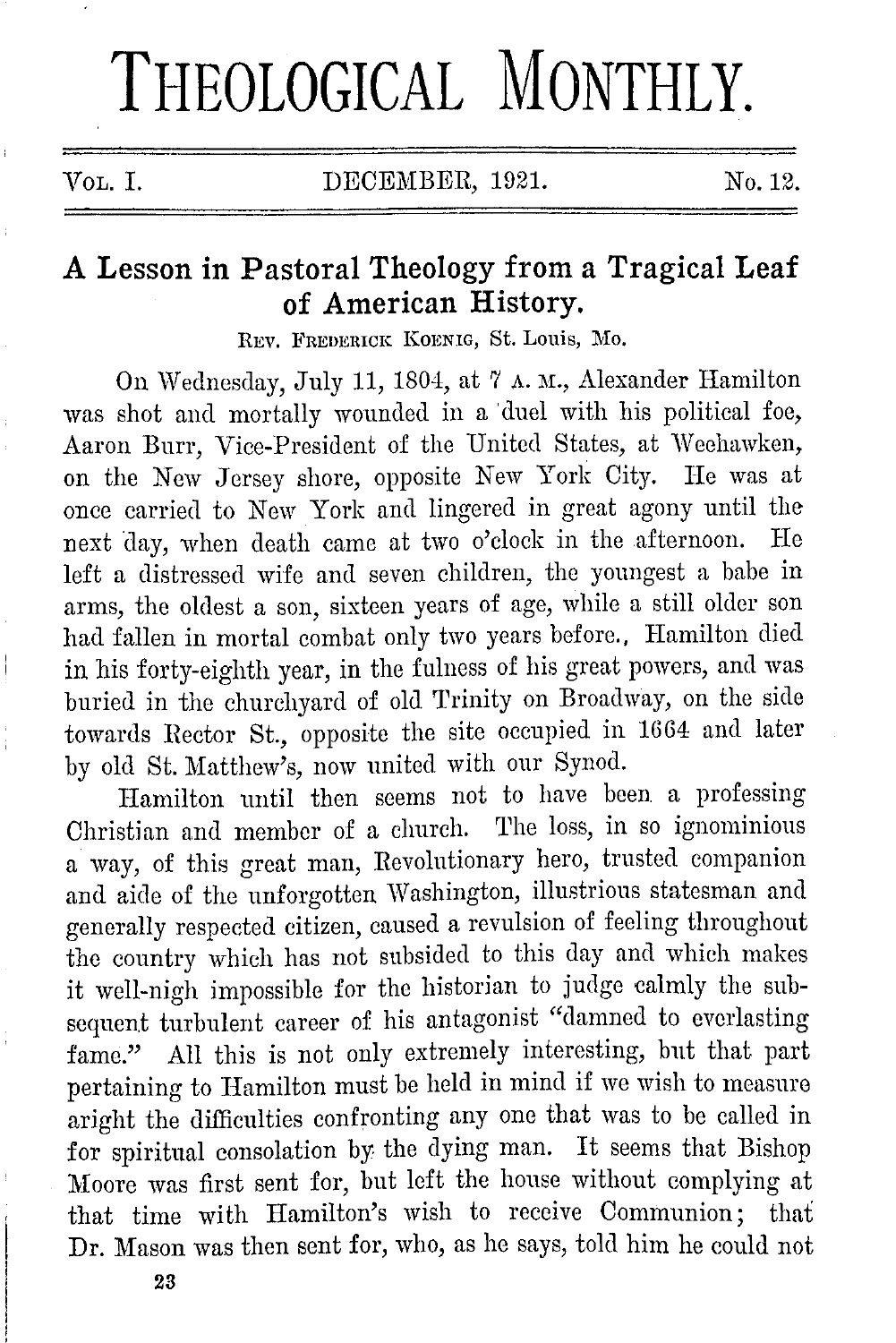# THEOLOGICAL MONTHLY.

Vol. I. DECEMBER, 1921. No. 12.

## A Lesson in Pastoral Theology from a Tragical Leaf of American History.

Rev. Frederick Koenig, St. Louis, Mo.

On Wednesday, July 11, 1804, at 7 A. M., Alexander Hamilton was shot and mortally wounded in a duel with his political foe, Aaron Burr, Vice-President of the United States, at Weehawken, on the New Jersey shore, opposite New York City. He was at once carried to New York and lingered in great agony until the next day, when death came at two o'clock in the afternoon. He left a distressed wife and seven children, the youngest a babe in arms, the oldest a son, sixteen years of age, while a still older son had fallen in mortal combat only two years before., Hamilton died in his forty-eighth year, in the fulness of his great powers, and was buried in the churchyard of old Trinity on Broadway, on the side towards Rector St., opposite the site occupied in 1664 and later by old St. Matthew's, now united with our Synod.

Hamilton until then seems not to have been a professing Christian and member of a church. The loss, in so ignominious a way, of this great man, Revolutionary hero, trusted companion and aide of the unforgotten Washington, illustrious statesman and generally respected citizen, caused a revulsion of feeling throughout the country which has not subsided to this day and which makes it well-nigh impossible for the historian to judge calmly the subsequent turbulent career of his antagonist "damned to everlasting fame." All this is not only extremely interesting, but that part pertaining to Hamilton must be held in mind if we wish to measure aright the difficulties confronting any one that was to be called in for spiritual consolation by the dying man. It seems that Bishop Moore was first sent for, but left the house without complying at that time with Hamilton's wish to receive Communion; that Dr. Mason was then sent for, who, as he says, told him he could not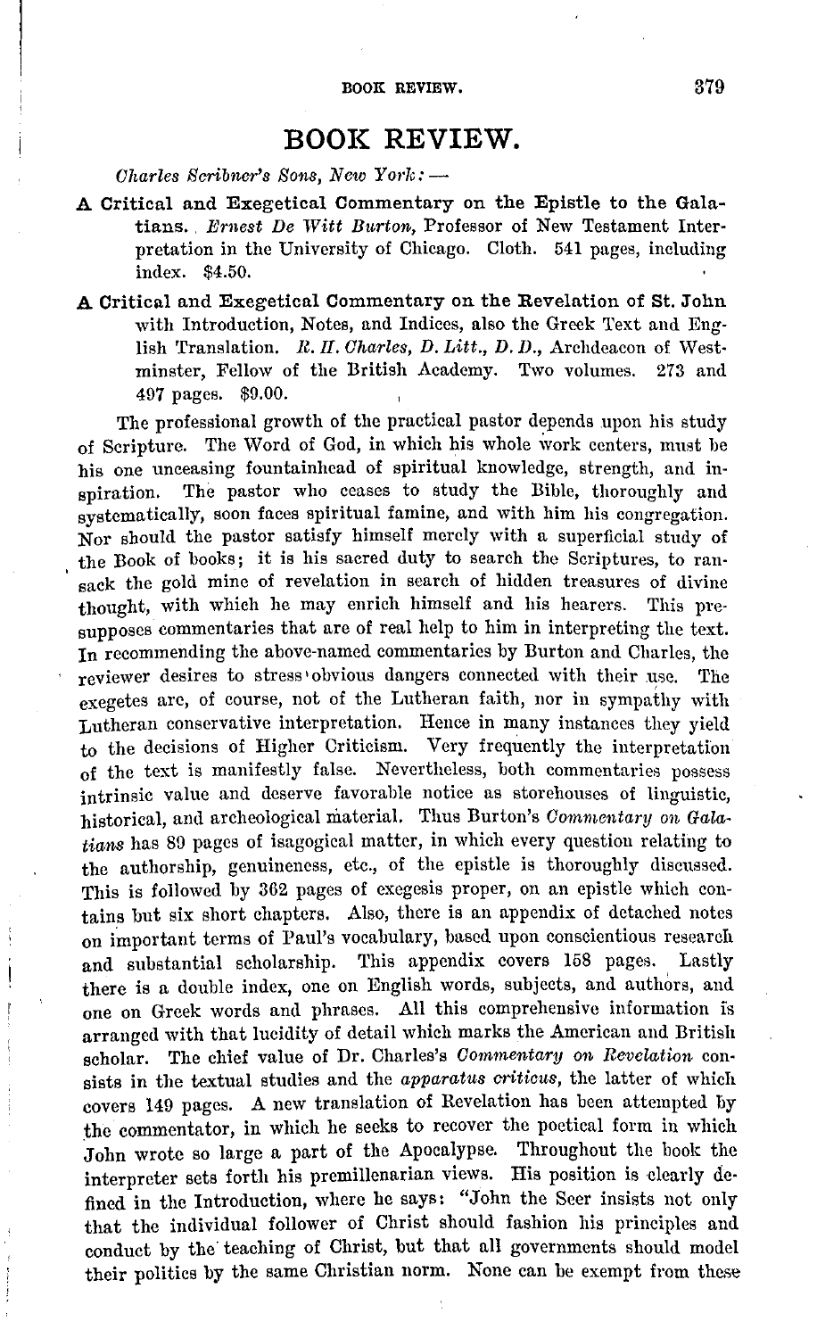# BOOK REVIEW.

*Charles Scribner's Sons, New York:* —

**A Critical and Exegetical Commentary on the Epistle to the Galatians.** *Ernest De Witt Burton,* Professor of New Testament Interpretation in the University of Chicago. Cloth. 541 pages, including index. $4.50.

**A Critical and Exegetical Commentary on the Revelation of St. John** with Introduction, Notes, and Indices, also the Greek Text and English Translation. *R. H. Charles, D. Litt., D. D.,* Archdeacon of Westminster, Fellow of the British Academy. Two volumes. 273 and 497 pages. $9.00.

The professional growth of the practical pastor depends upon his study of Scripture. The Word of God, in which his whole work centers, must be his one unceasing fountainhead of spiritual knowledge, strength, and inspiration. The pastor who ceases to study the Bible, thoroughly and systematically, soon faces spiritual famine, and with him his congregation. Nor should the pastor satisfy himself merely with a superficial study of the Book of books; it is his sacred duty to search the Scriptures, to ransack the gold mine of revelation in search of hidden treasures of divine thought, with which he may enrich himself and his hearers. This presupposes commentaries that are of real help to him in interpreting the text. In recommending the above-named commentaries by Burton and Charles, the reviewer desires to stress obvious dangers connected with their use. The exegetes are, of course, not of the Lutheran faith, nor in sympathy with Lutheran conservative interpretation. Hence in many instances they yield to the decisions of Higher Criticism. Very frequently the interpretation of the text is manifestly false. Nevertheless, both commentaries possess intrinsic value and deserve favorable notice as storehouses of linguistic, historical, and archeological material. Thus Burton's *Commentary on Galatians* has 89 pages of isagogical matter, in which every question relating to the authorship, genuineness, etc., of the epistle is thoroughly discussed. This is followed by 362 pages of exegesis proper, on an epistle which contains but six short chapters. Also, there is an appendix of detached notes on important terms of Paul's vocabulary, based upon conscientious research and substantial scholarship. This appendix covers 158 pages. Lastly there is a double index, one on English words, subjects, and authors, and one on Greek words and phrases. All this comprehensive information is arranged with that lucidity of detail which marks the American and British scholar. The chief value of Dr. Charles's *Commentary on Revelation* consists in the textual studies and the *apparatus criticus,* the latter of which covers 149 pages. A new translation of Revelation has been attempted by the commentator, in which he seeks to recover the poetical form in which John wrote so large a part of the Apocalypse. Throughout the book the interpreter sets forth his premillenarian views. His position is clearly defined in the Introduction, where he says: "John the Seer insists not only that the individual follower of Christ should fashion his principles and conduct by the teaching of Christ, but that all governments should model their politics by the same Christian norm. None can be exempt from these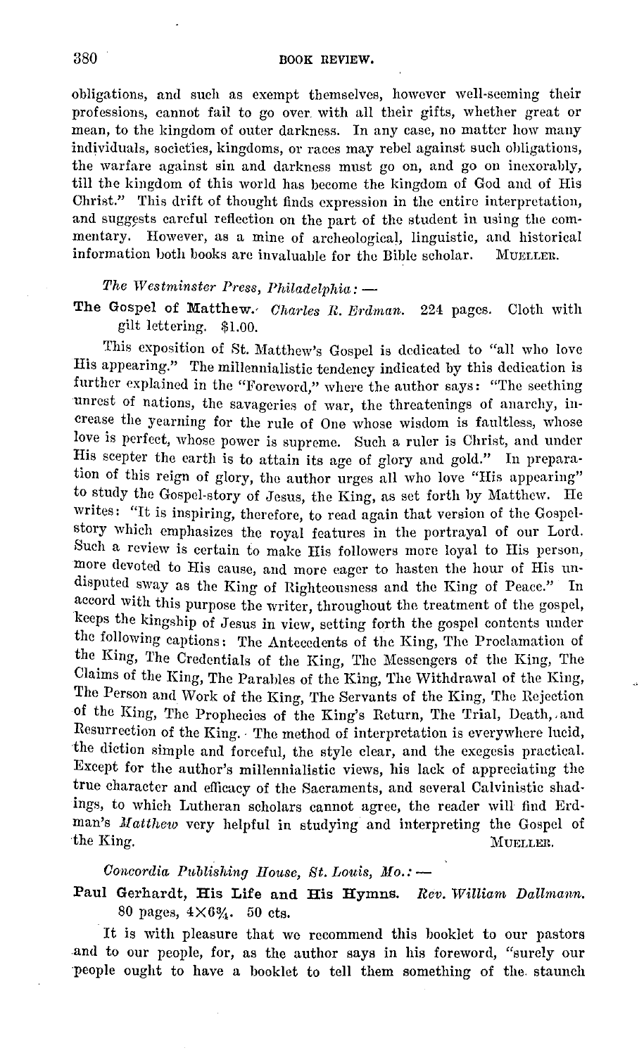obligations, and such as exempt themselves, however well-seeming their professions, cannot fail to go over with all their gifts, whether great or mean, to the kingdom of outer darkness. In any case, no matter how many individuals, societies, kingdoms, or races may rebel against such obligations, the warfare against sin and darkness must go on, and go on inexorably, till the kingdom of this world has become the kingdom of God and of His Christ." This drift of thought finds expression in the entire interpretation, and suggests careful reflection on the part of the student in using the commentary. However, as a mine of archeological, linguistic, and historical information both books are invaluable for the Bible scholar. MUELLER.

*The Westminster Press, Philadelphia:* —

**The Gospel of Matthew.** *Charles R. Erdman.* 224 pages. Cloth with gilt lettering. $1.00.

This exposition of St. Matthew's Gospel is dedicated to "all who love His appearing." The millennialistic tendency indicated by this dedication is further explained in the "Foreword," where the author says: "The seething unrest of nations, the savageries of war, the threatenings of anarchy, increase the yearning for the rule of One whose wisdom is faultless, whose love is perfect, whose power is supreme. Such a ruler is Christ, and under His scepter the earth is to attain its age of glory and gold." In preparation of this reign of glory, the author urges all who love "His appearing" to study the Gospel-story of Jesus, the King, as set forth by Matthew. He writes: "It is inspiring, therefore, to read again that version of the Gospel-story which emphasizes the royal features in the portrayal of our Lord. Such a review is certain to make His followers more loyal to His person, more devoted to His cause, and more eager to hasten the hour of His undisputed sway as the King of Righteousness and the King of Peace." In accord with this purpose the writer, throughout the treatment of the gospel, keeps the kingship of Jesus in view, setting forth the gospel contents under the following captions: The Antecedents of the King, The Proclamation of the King, The Credentials of the King, The Messengers of the King, The Claims of the King, The Parables of the King, The Withdrawal of the King, The Person and Work of the King, The Servants of the King, The Rejection of the King, The Prophecies of the King's Return, The Trial, Death, and Resurrection of the King. The method of interpretation is everywhere lucid, the diction simple and forceful, the style clear, and the exegesis practical. Except for the author's millennialistic views, his lack of appreciating the true character and efficacy of the Sacraments, and several Calvinistic shadings, to which Lutheran scholars cannot agree, the reader will find Erdman's *Matthew* very helpful in studying and interpreting the Gospel of the King. MUELLER.

*Concordia Publishing House, St. Louis, Mo.:* —

**Paul Gerhardt, His Life and His Hymns.** *Rev. William Dallmann.* 80 pages, 4×6¾. 50 cts.

It is with pleasure that we recommend this booklet to our pastors and to our people, for, as the author says in his foreword, "surely our people ought to have a booklet to tell them something of the staunch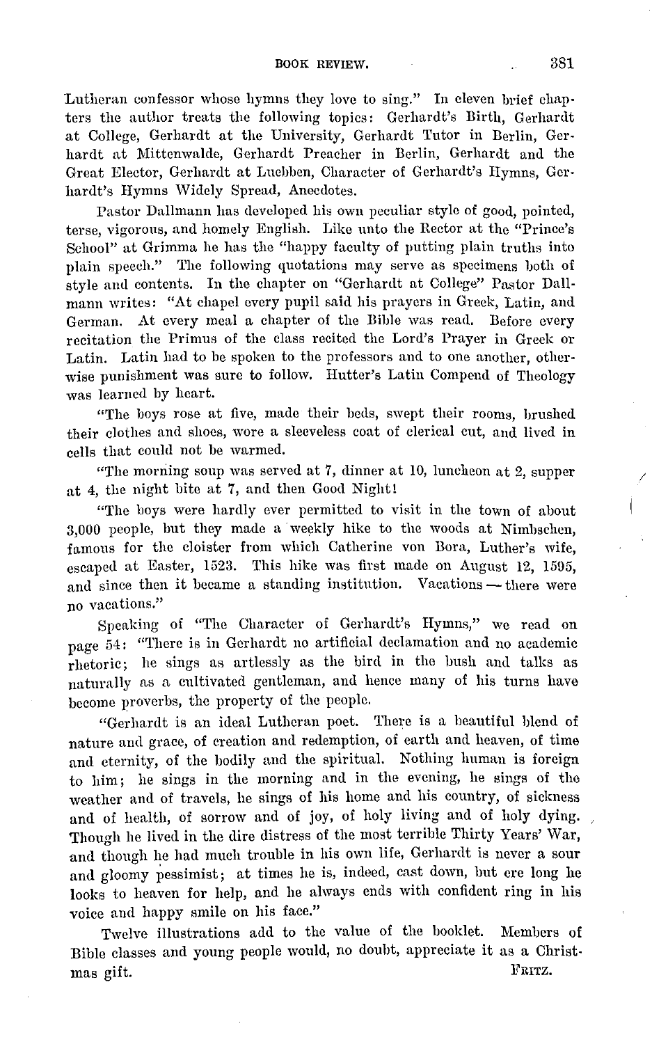Lutheran confessor whose hymns they love to sing." In eleven brief chapters the author treats the following topics: Gerhardt's Birth, Gerhardt at College, Gerhardt at the University, Gerhardt Tutor in Berlin, Gerhardt at Mittenwalde, Gerhardt Preacher in Berlin, Gerhardt and the Great Elector, Gerhardt at Luebben, Character of Gerhardt's Hymns, Gerhardt's Hymns Widely Spread, Anecdotes.

Pastor Dallmann has developed his own peculiar style of good, pointed, terse, vigorous, and homely English. Like unto the Rector at the "Prince's School" at Grimma he has the "happy faculty of putting plain truths into plain speech." The following quotations may serve as specimens both of style and contents. In the chapter on "Gerhardt at College" Pastor Dallmann writes: "At chapel every pupil said his prayers in Greek, Latin, and German. At every meal a chapter of the Bible was read. Before every recitation the Primus of the class recited the Lord's Prayer in Greek or Latin. Latin had to be spoken to the professors and to one another, otherwise punishment was sure to follow. Hutter's Latin Compend of Theology was learned by heart.

"The boys rose at five, made their beds, swept their rooms, brushed their clothes and shoes, wore a sleeveless coat of clerical cut, and lived in cells that could not be warmed.

"The morning soup was served at 7, dinner at 10, luncheon at 2, supper at 4, the night bite at 7, and then Good Night!

"The boys were hardly ever permitted to visit in the town of about 3,000 people, but they made a weekly hike to the woods at Nimbschen, famous for the cloister from which Catherine von Bora, Luther's wife, escaped at Easter, 1523. This hike was first made on August 12, 1595, and since then it became a standing institution. Vacations — there were no vacations."

Speaking of "The Character of Gerhardt's Hymns," we read on page 54: "There is in Gerhardt no artificial declamation and no academic rhetoric; he sings as artlessly as the bird in the bush and talks as naturally as a cultivated gentleman, and hence many of his turns have become proverbs, the property of the people.

"Gerhardt is an ideal Lutheran poet. There is a beautiful blend of nature and grace, of creation and redemption, of earth and heaven, of time and eternity, of the bodily and the spiritual. Nothing human is foreign to him; he sings in the morning and in the evening, he sings of the weather and of travels, he sings of his home and his country, of sickness and of health, of sorrow and of joy, of holy living and of holy dying. Though he lived in the dire distress of the most terrible Thirty Years' War, and though he had much trouble in his own life, Gerhardt is never a sour and gloomy pessimist; at times he is, indeed, cast down, but ere long he looks to heaven for help, and he always ends with confident ring in his voice and happy smile on his face."

Twelve illustrations add to the value of the booklet. Members of Bible classes and young people would, no doubt, appreciate it as a Christmas gift.

FRITZ.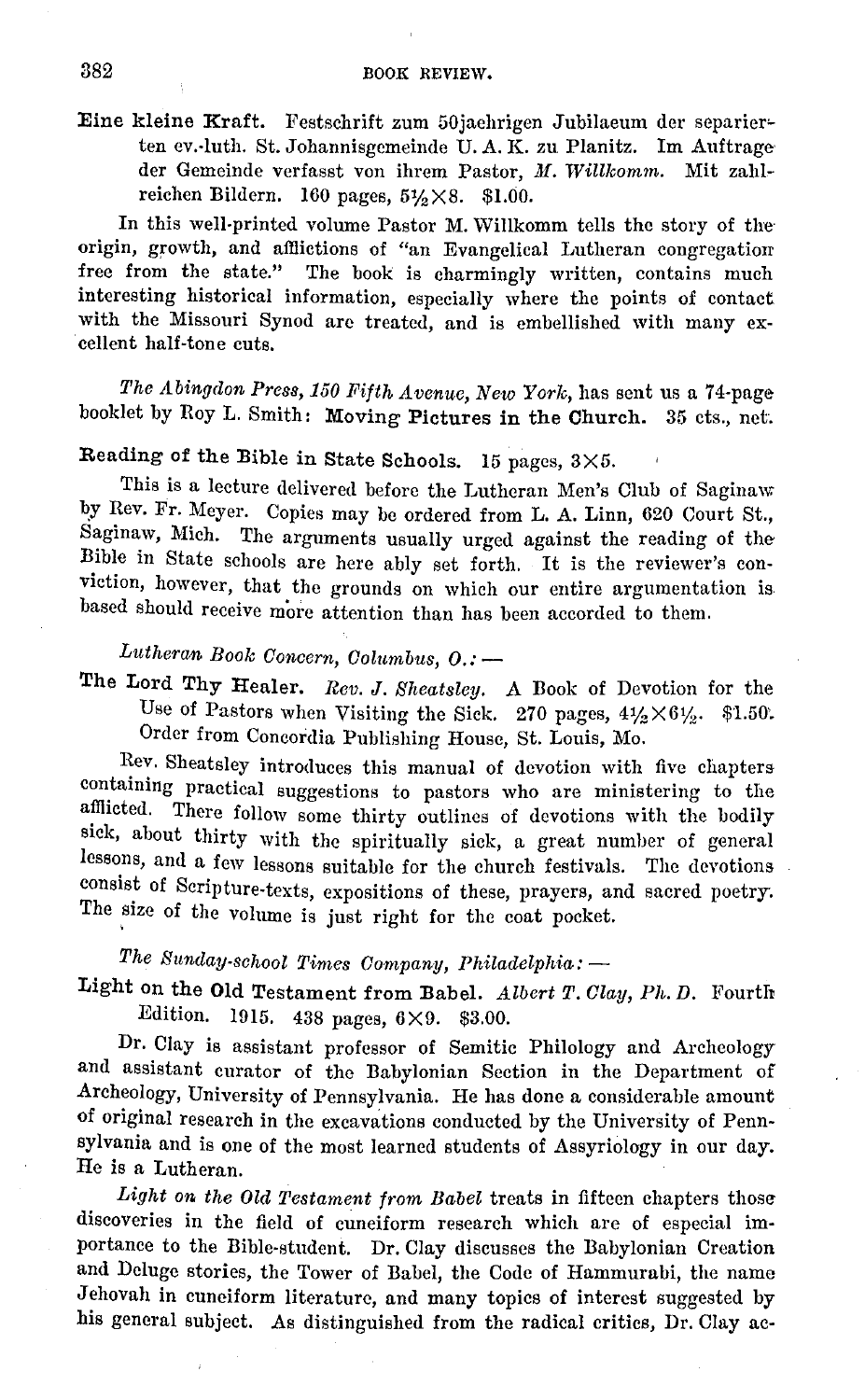**Eine kleine Kraft.** Festschrift zum 50jaehrigen Jubilaeum der separierten ev.-luth. St. Johannisgemeinde U. A. K. zu Planitz. Im Auftrage der Gemeinde verfasst von ihrem Pastor, *M. Willkomm.* Mit zahlreichen Bildern. 160 pages, 5½×8. $1.00.

In this well-printed volume Pastor M. Willkomm tells the story of the origin, growth, and afflictions of "an Evangelical Lutheran congregation free from the state." The book is charmingly written, contains much interesting historical information, especially where the points of contact with the Missouri Synod are treated, and is embellished with many excellent half-tone cuts.

*The Abingdon Press, 150 Fifth Avenue, New York,* has sent us a 74-page booklet by Roy L. Smith: **Moving Pictures in the Church.** 35 cts., net.

**Reading of the Bible in State Schools.** 15 pages, 3×5.

This is a lecture delivered before the Lutheran Men's Club of Saginaw by Rev. Fr. Meyer. Copies may be ordered from L. A. Linn, 620 Court St., Saginaw, Mich. The arguments usually urged against the reading of the Bible in State schools are here ably set forth. It is the reviewer's conviction, however, that the grounds on which our entire argumentation is based should receive more attention than has been accorded to them.

*Lutheran Book Concern, Columbus, O.:* —

**The Lord Thy Healer.** *Rev. J. Sheatsley.* A Book of Devotion for the Use of Pastors when Visiting the Sick. 270 pages, 4½×6½. $1.50. Order from Concordia Publishing House, St. Louis, Mo.

Rev. Sheatsley introduces this manual of devotion with five chapters containing practical suggestions to pastors who are ministering to the afflicted. There follow some thirty outlines of devotions with the bodily sick, about thirty with the spiritually sick, a great number of general lessons, and a few lessons suitable for the church festivals. The devotions consist of Scripture-texts, expositions of these, prayers, and sacred poetry. The size of the volume is just right for the coat pocket.

*The Sunday-school Times Company, Philadelphia:* —

**Light on the Old Testament from Babel.** *Albert T. Clay, Ph. D.* Fourth Edition. 1915. 438 pages, 6×9. $3.00.

Dr. Clay is assistant professor of Semitic Philology and Archeology and assistant curator of the Babylonian Section in the Department of Archeology, University of Pennsylvania. He has done a considerable amount of original research in the excavations conducted by the University of Pennsylvania and is one of the most learned students of Assyriology in our day. He is a Lutheran.

*Light on the Old Testament from Babel* treats in fifteen chapters those discoveries in the field of cuneiform research which are of especial importance to the Bible-student. Dr. Clay discusses the Babylonian Creation and Deluge stories, the Tower of Babel, the Code of Hammurabi, the name Jehovah in cuneiform literature, and many topics of interest suggested by his general subject. As distinguished from the radical critics, Dr. Clay ac-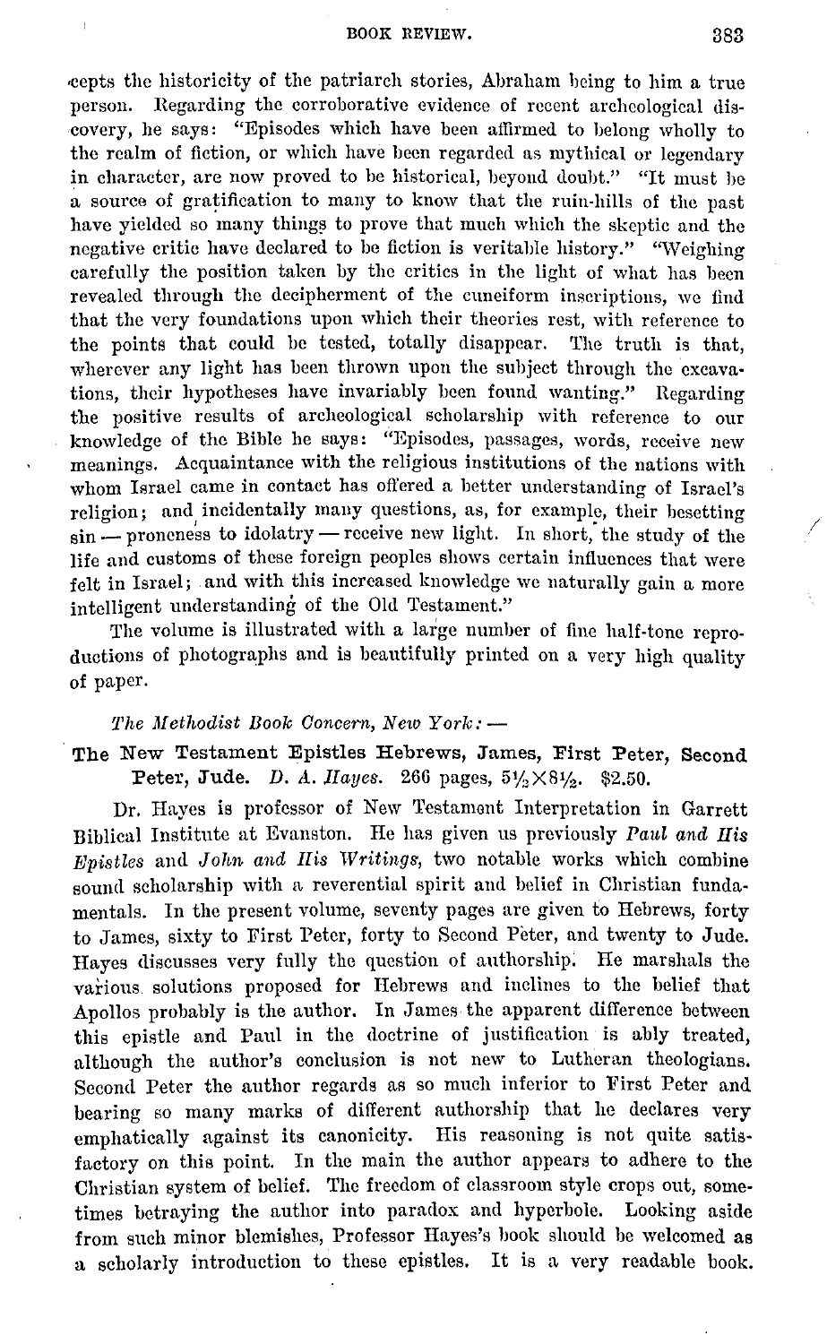cepts the historicity of the patriarch stories, Abraham being to him a true person. Regarding the corroborative evidence of recent archeological discovery, he says: "Episodes which have been affirmed to belong wholly to the realm of fiction, or which have been regarded as mythical or legendary in character, are now proved to be historical, beyond doubt." "It must be a source of gratification to many to know that the ruin-hills of the past have yielded so many things to prove that much which the skeptic and the negative critic have declared to be fiction is veritable history." "Weighing carefully the position taken by the critics in the light of what has been revealed through the decipherment of the cuneiform inscriptions, we find that the very foundations upon which their theories rest, with reference to the points that could be tested, totally disappear. The truth is that, wherever any light has been thrown upon the subject through the excavations, their hypotheses have invariably been found wanting." Regarding the positive results of archeological scholarship with reference to our knowledge of the Bible he says: "Episodes, passages, words, receive new meanings. Acquaintance with the religious institutions of the nations with whom Israel came in contact has offered a better understanding of Israel's religion; and incidentally many questions, as, for example, their besetting sin — proneness to idolatry — receive new light. In short, the study of the life and customs of these foreign peoples shows certain influences that were felt in Israel; and with this increased knowledge we naturally gain a more intelligent understanding of the Old Testament."

The volume is illustrated with a large number of fine half-tone reproductions of photographs and is beautifully printed on a very high quality of paper.

*The Methodist Book Concern, New York:* —

**The New Testament Epistles Hebrews, James, First Peter, Second Peter, Jude.** *D. A. Hayes.* 266 pages, $5\frac{1}{2}\times8\frac{1}{2}$. \$2.50.

Dr. Hayes is professor of New Testament Interpretation in Garrett Biblical Institute at Evanston. He has given us previously *Paul and His Epistles* and *John and His Writings*, two notable works which combine sound scholarship with a reverential spirit and belief in Christian fundamentals. In the present volume, seventy pages are given to Hebrews, forty to James, sixty to First Peter, forty to Second Peter, and twenty to Jude. Hayes discusses very fully the question of authorship. He marshals the various solutions proposed for Hebrews and inclines to the belief that Apollos probably is the author. In James the apparent difference between this epistle and Paul in the doctrine of justification is ably treated, although the author's conclusion is not new to Lutheran theologians. Second Peter the author regards as so much inferior to First Peter and bearing so many marks of different authorship that he declares very emphatically against its canonicity. His reasoning is not quite satisfactory on this point. In the main the author appears to adhere to the Christian system of belief. The freedom of classroom style crops out, sometimes betraying the author into paradox and hyperbole. Looking aside from such minor blemishes, Professor Hayes's book should be welcomed as a scholarly introduction to these epistles. It is a very readable book.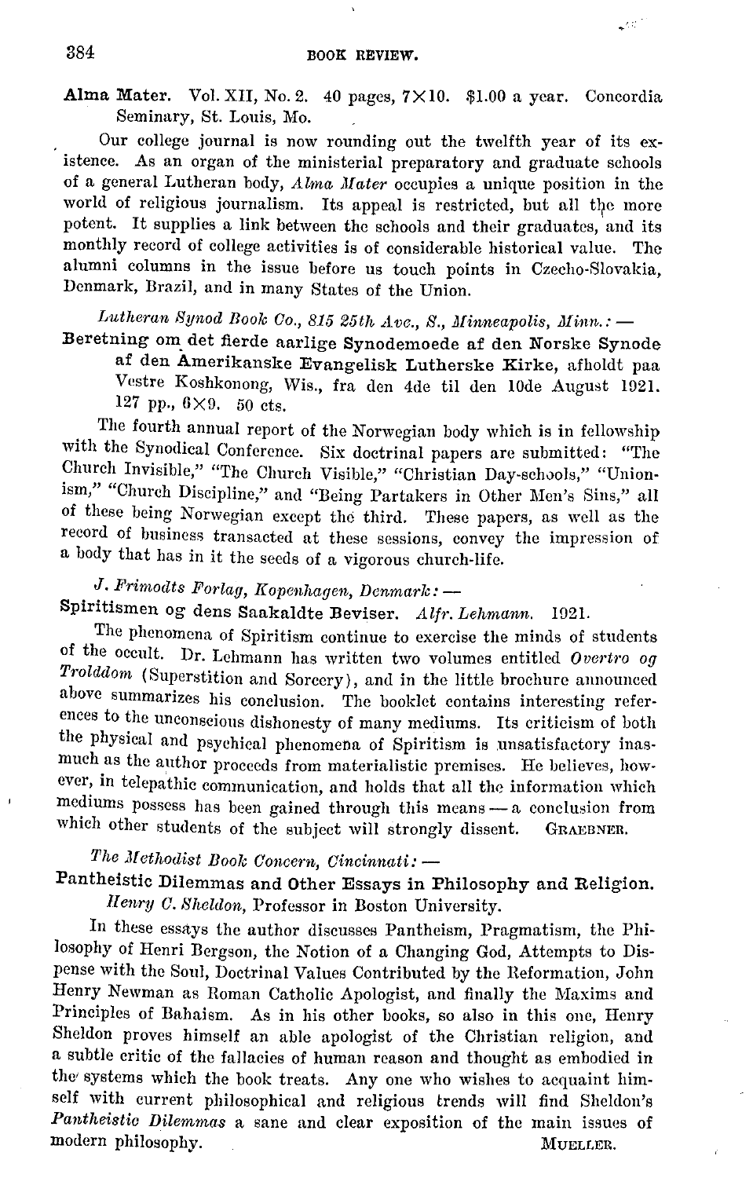**Alma Mater.** Vol. XII, No. 2. 40 pages, 7×10. $1.00 a year. Concordia Seminary, St. Louis, Mo.

Our college journal is now rounding out the twelfth year of its existence. As an organ of the ministerial preparatory and graduate schools of a general Lutheran body, *Alma Mater* occupies a unique position in the world of religious journalism. Its appeal is restricted, but all the more potent. It supplies a link between the schools and their graduates, and its monthly record of college activities is of considerable historical value. The alumni columns in the issue before us touch points in Czecho-Slovakia, Denmark, Brazil, and in many States of the Union.

*Lutheran Synod Book Co., 815 25th Ave., S., Minneapolis, Minn.:* —

**Beretning om det fierde aarlige Synodemoede af den Norske Synode af den Amerikanske Evangelisk Lutherske Kirke,** afholdt paa Vestre Koshkonong, Wis., fra den 4de til den 10de August 1921. 127 pp., 6×9. 50 cts.

The fourth annual report of the Norwegian body which is in fellowship with the Synodical Conference. Six doctrinal papers are submitted: "The Church Invisible," "The Church Visible," "Christian Day-schools," "Unionism," "Church Discipline," and "Being Partakers in Other Men's Sins," all of these being Norwegian except the third. These papers, as well as the record of business transacted at these sessions, convey the impression of a body that has in it the seeds of a vigorous church-life.

*J. Frimodts Forlag, Kopenhagen, Denmark:* —

**Spiritismen og dens Saakaldte Beviser.** *Alfr. Lehmann.* 1921.

The phenomena of Spiritism continue to exercise the minds of students of the occult. Dr. Lehmann has written two volumes entitled *Overtro og Trolddom* (Superstition and Sorcery), and in the little brochure announced above summarizes his conclusion. The booklet contains interesting references to the unconscious dishonesty of many mediums. Its criticism of both the physical and psychical phenomena of Spiritism is unsatisfactory inasmuch as the author proceeds from materialistic premises. He believes, however, in telepathic communication, and holds that all the information which mediums possess has been gained through this means — a conclusion from which other students of the subject will strongly dissent. GRAEBNER.

*The Methodist Book Concern, Cincinnati:* —

**Pantheistic Dilemmas and Other Essays in Philosophy and Religion.** *Henry C. Sheldon*, Professor in Boston University.

In these essays the author discusses Pantheism, Pragmatism, the Philosophy of Henri Bergson, the Notion of a Changing God, Attempts to Dispense with the Soul, Doctrinal Values Contributed by the Reformation, John Henry Newman as Roman Catholic Apologist, and finally the Maxims and Principles of Bahaism. As in his other books, so also in this one, Henry Sheldon proves himself an able apologist of the Christian religion, and a subtle critic of the fallacies of human reason and thought as embodied in the systems which the book treats. Any one who wishes to acquaint himself with current philosophical and religious trends will find Sheldon's *Pantheistic Dilemmas* a sane and clear exposition of the main issues of modern philosophy. MUELLER.